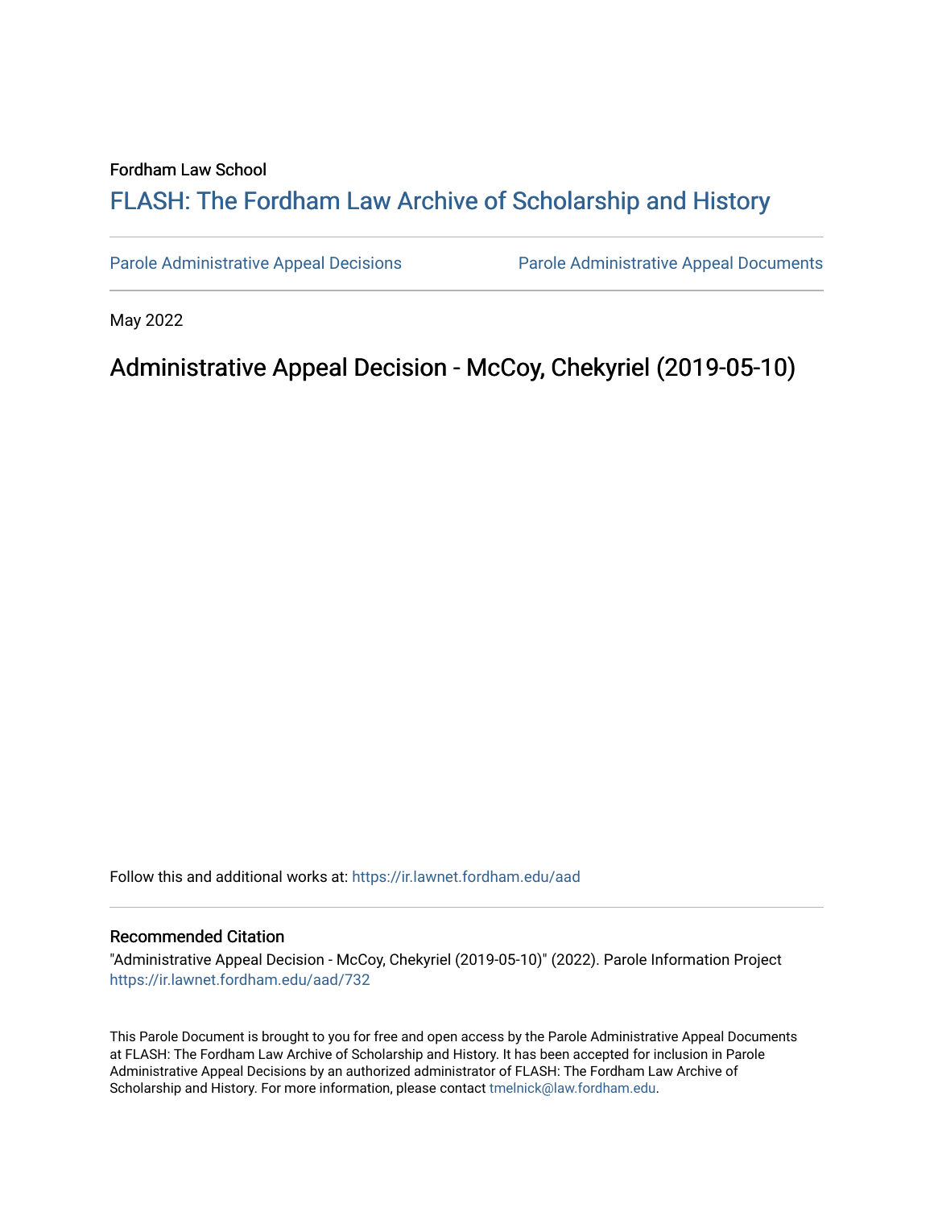Fordham Law School

# [FLASH: The Fordham Law Archive of Scholarship and History](https://ir.lawnet.fordham.edu/)

[Parole Administrative Appeal Decisions](https://ir.lawnet.fordham.edu/aad) | [Parole Administrative Appeal Documents](https://ir.lawnet.fordham.edu/pad)

May 2022

## Administrative Appeal Decision - McCoy, Chekyriel (2019-05-10)

Follow this and additional works at: https://ir.lawnet.fordham.edu/aad

### Recommended Citation

"Administrative Appeal Decision - McCoy, Chekyriel (2019-05-10)" (2022). Parole Information Project https://ir.lawnet.fordham.edu/aad/732

This Parole Document is brought to you for free and open access by the Parole Administrative Appeal Documents at FLASH: The Fordham Law Archive of Scholarship and History. It has been accepted for inclusion in Parole Administrative Appeal Decisions by an authorized administrator of FLASH: The Fordham Law Archive of Scholarship and History. For more information, please contact tmelnick@law.fordham.edu.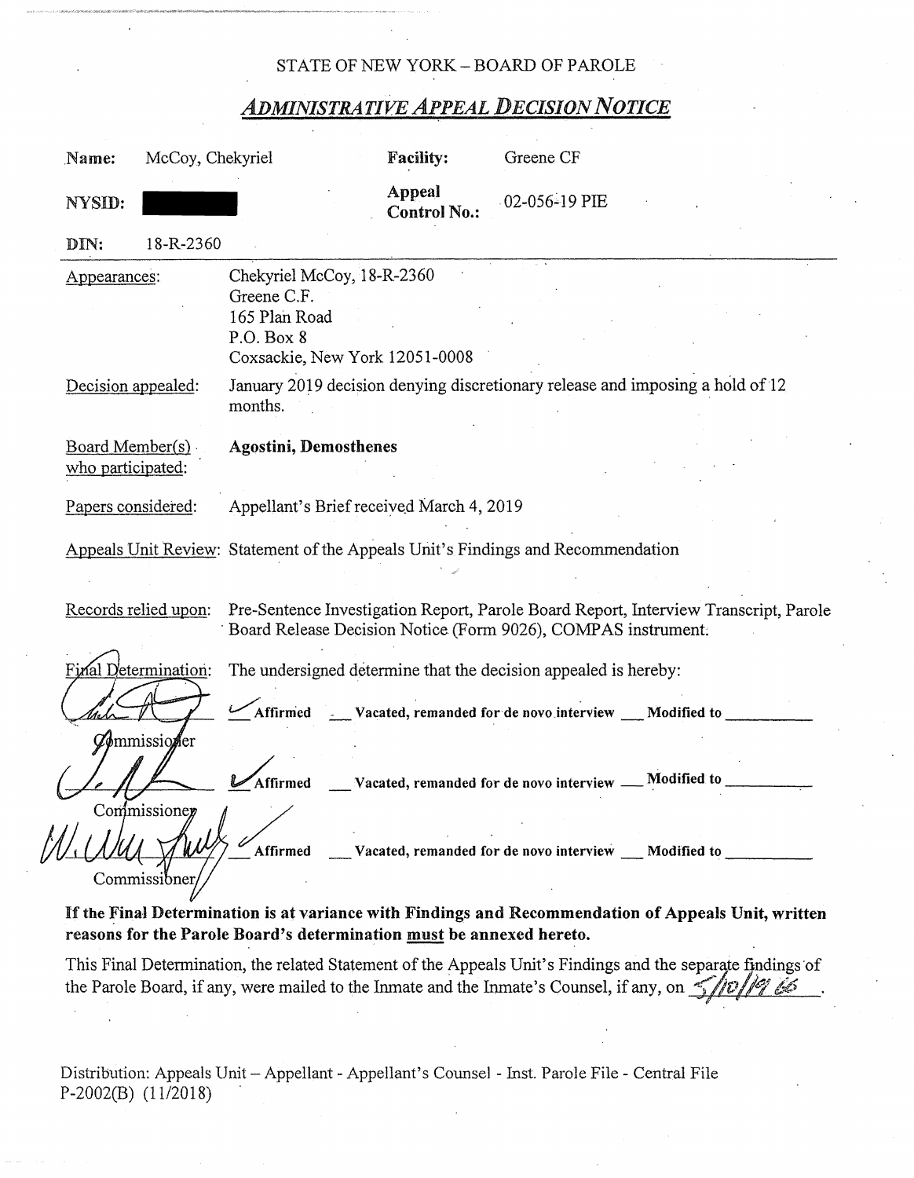STATE OF NEW YORK – BOARD OF PAROLE

## *ADMINISTRATIVE APPEAL DECISION NOTICE*

| | | | |
|---|---|---|---|
| **Name:** | McCoy, Chekyriel | **Facility:** | Greene CF |
| **NYSID:** | [REDACTED] | **Appeal Control No.:** | 02-056-19 PIE |
| **DIN:** | 18-R-2360 | | |

Appearances: Chekyriel McCoy, 18-R-2360
Greene C.F.
165 Plan Road
P.O. Box 8
Coxsackie, New York 12051-0008

Decision appealed: January 2019 decision denying discretionary release and imposing a hold of 12 months.

Board Member(s) who participated: **Agostini, Demosthenes**

Papers considered: Appellant's Brief received March 4, 2019

Appeals Unit Review: Statement of the Appeals Unit's Findings and Recommendation

Records relied upon: Pre-Sentence Investigation Report, Parole Board Report, Interview Transcript, Parole Board Release Decision Notice (Form 9026), COMPAS instrument.

Final Determination: The undersigned determine that the decision appealed is hereby:

[Signature] Commissioner — ✓ Affirmed ___ Vacated, remanded for de novo interview ___ Modified to ________

[Signature] Commissioner — ✓ Affirmed ___ Vacated, remanded for de novo interview ___ Modified to ________

[Signature] Commissioner — ✓ Affirmed ___ Vacated, remanded for de novo interview ___ Modified to ________

**If the Final Determination is at variance with Findings and Recommendation of Appeals Unit, written reasons for the Parole Board's determination must be annexed hereto.**

This Final Determination, the related Statement of the Appeals Unit's Findings and the separate findings of the Parole Board, if any, were mailed to the Inmate and the Inmate's Counsel, if any, on 5/10/19 *66*.

Distribution: Appeals Unit – Appellant - Appellant's Counsel - Inst. Parole File - Central File
P-2002(B) (11/2018)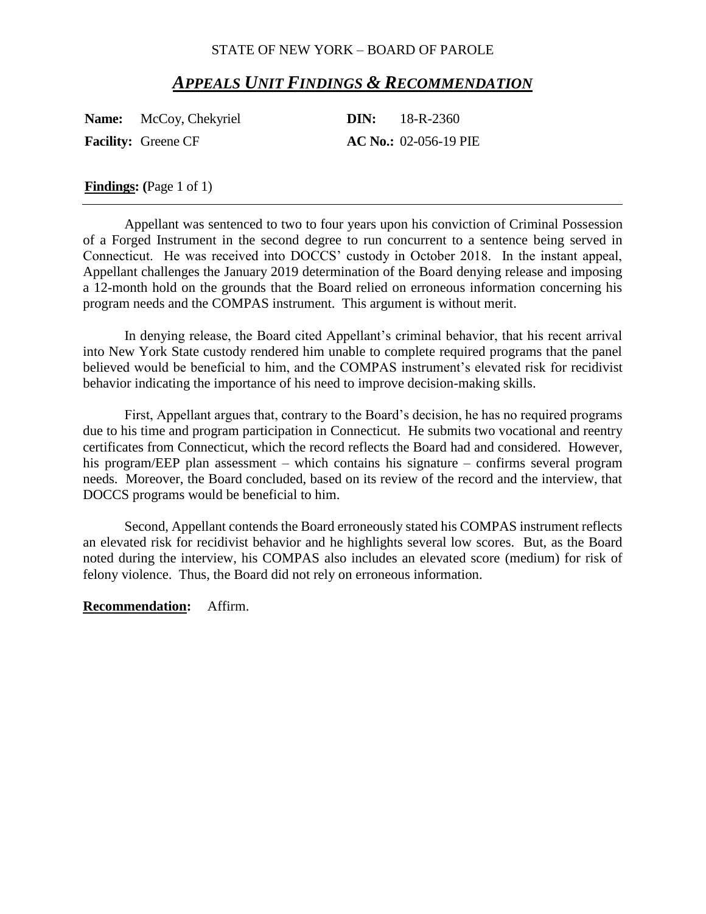STATE OF NEW YORK – BOARD OF PAROLE

## ***APPEALS UNIT FINDINGS & RECOMMENDATION***

**Name:** McCoy, Chekyriel **DIN:** 18-R-2360

**Facility:** Greene CF **AC No.:** 02-056-19 PIE

**Findings: (**Page 1 of 1)

---

Appellant was sentenced to two to four years upon his conviction of Criminal Possession of a Forged Instrument in the second degree to run concurrent to a sentence being served in Connecticut. He was received into DOCCS' custody in October 2018. In the instant appeal, Appellant challenges the January 2019 determination of the Board denying release and imposing a 12-month hold on the grounds that the Board relied on erroneous information concerning his program needs and the COMPAS instrument. This argument is without merit.

In denying release, the Board cited Appellant's criminal behavior, that his recent arrival into New York State custody rendered him unable to complete required programs that the panel believed would be beneficial to him, and the COMPAS instrument's elevated risk for recidivist behavior indicating the importance of his need to improve decision-making skills.

First, Appellant argues that, contrary to the Board's decision, he has no required programs due to his time and program participation in Connecticut. He submits two vocational and reentry certificates from Connecticut, which the record reflects the Board had and considered. However, his program/EEP plan assessment – which contains his signature – confirms several program needs. Moreover, the Board concluded, based on its review of the record and the interview, that DOCCS programs would be beneficial to him.

Second, Appellant contends the Board erroneously stated his COMPAS instrument reflects an elevated risk for recidivist behavior and he highlights several low scores. But, as the Board noted during the interview, his COMPAS also includes an elevated score (medium) for risk of felony violence. Thus, the Board did not rely on erroneous information.

**Recommendation:** Affirm.